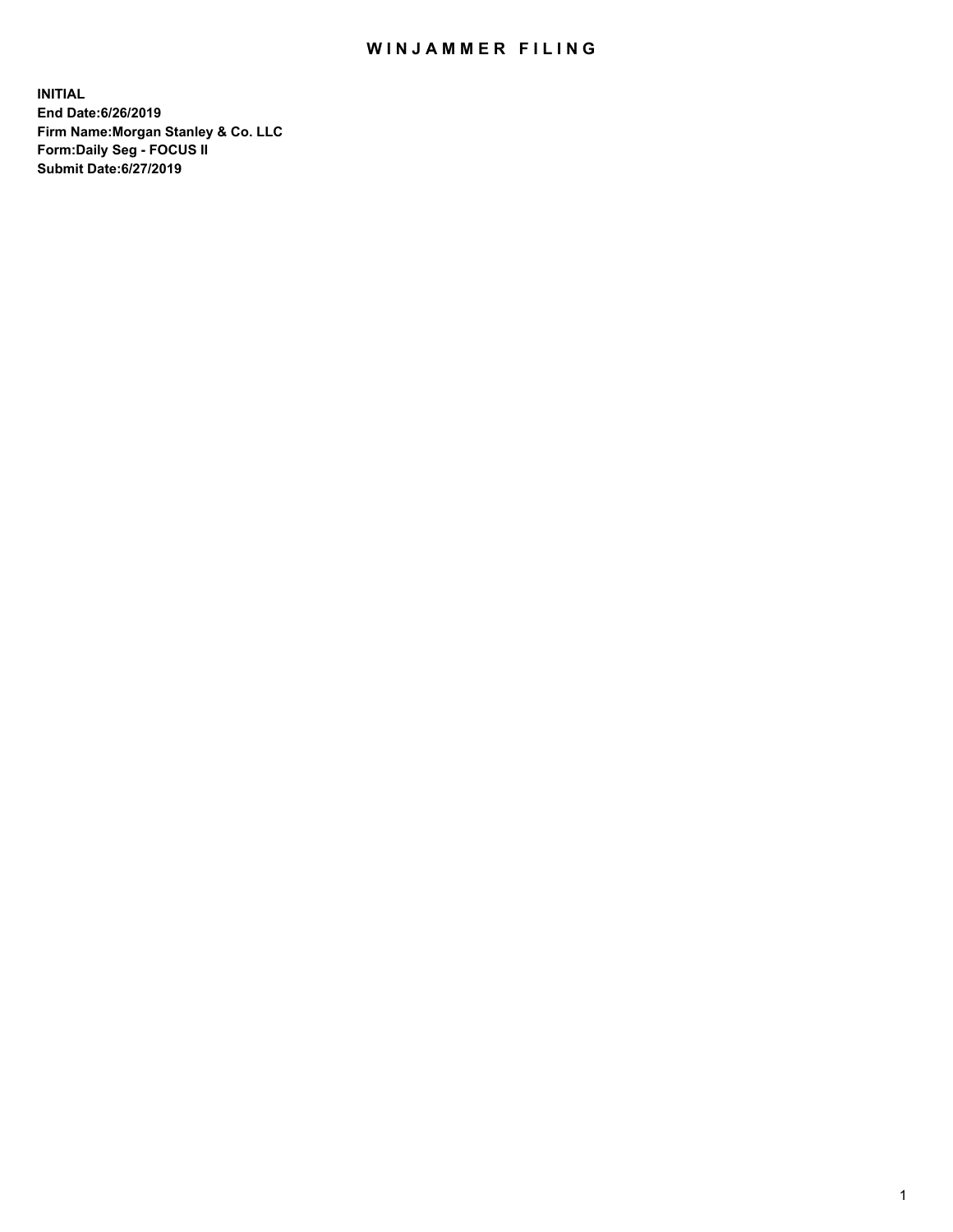# WINJAMMER FILING

**INITIAL**
**End Date:6/26/2019**
**Firm Name:Morgan Stanley & Co. LLC**
**Form:Daily Seg - FOCUS II**
**Submit Date:6/27/2019**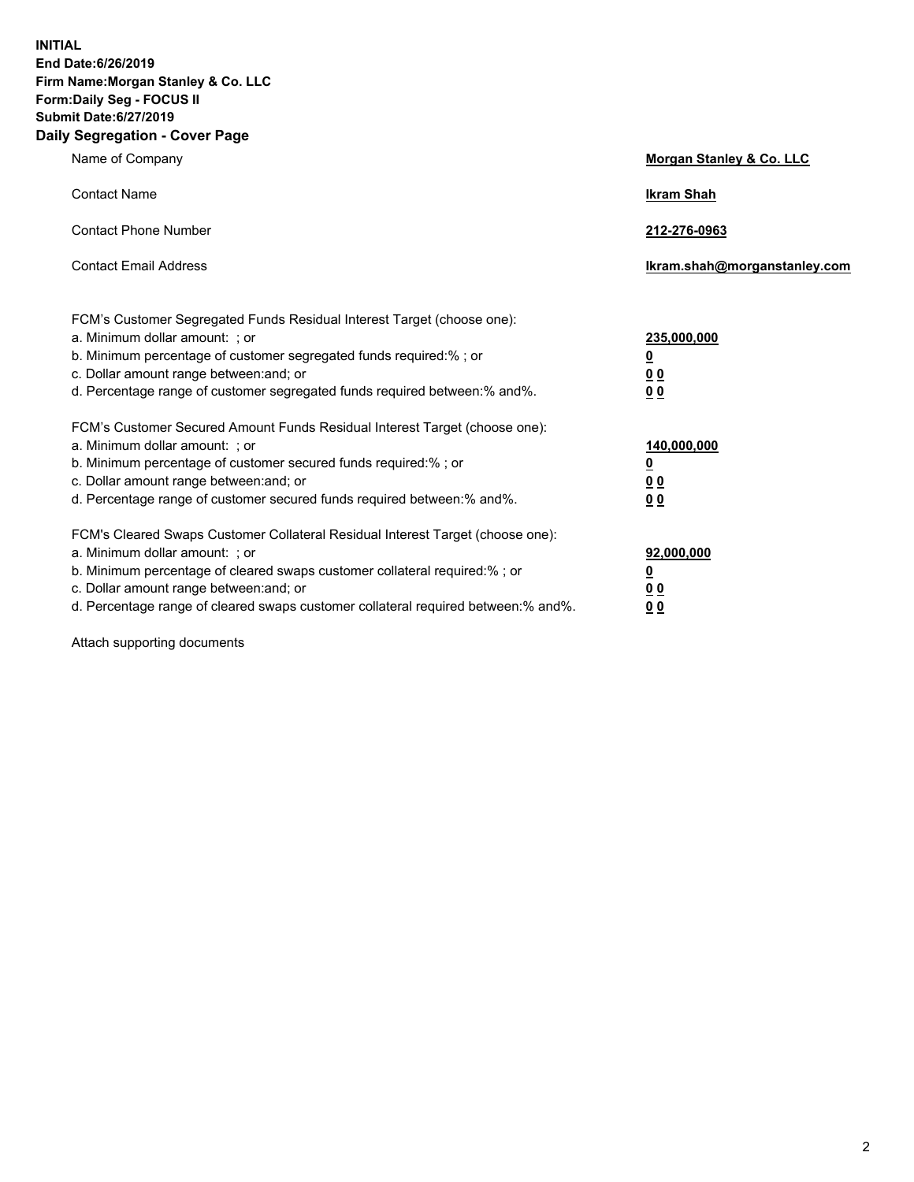**INITIAL**
**End Date:6/26/2019**
**Firm Name:Morgan Stanley & Co. LLC**
**Form:Daily Seg - FOCUS II**
**Submit Date:6/27/2019**
**Daily Segregation - Cover Page**

| | |
|---|---|
| Name of Company | **Morgan Stanley & Co. LLC** |
| Contact Name | **Ikram Shah** |
| Contact Phone Number | **212-276-0963** |
| Contact Email Address | **Ikram.shah@morganstanley.com** |

FCM's Customer Segregated Funds Residual Interest Target (choose one):

| | |
|---|---|
| a. Minimum dollar amount: ; or | **235,000,000** |
| b. Minimum percentage of customer segregated funds required:% ; or | **0** |
| c. Dollar amount range between:and; or | **0 0** |
| d. Percentage range of customer segregated funds required between:% and%. | **0 0** |

FCM's Customer Secured Amount Funds Residual Interest Target (choose one):

| | |
|---|---|
| a. Minimum dollar amount: ; or | **140,000,000** |
| b. Minimum percentage of customer secured funds required:% ; or | **0** |
| c. Dollar amount range between:and; or | **0 0** |
| d. Percentage range of customer secured funds required between:% and%. | **0 0** |

FCM's Cleared Swaps Customer Collateral Residual Interest Target (choose one):

| | |
|---|---|
| a. Minimum dollar amount: ; or | **92,000,000** |
| b. Minimum percentage of cleared swaps customer collateral required:% ; or | **0** |
| c. Dollar amount range between:and; or | **0 0** |
| d. Percentage range of cleared swaps customer collateral required between:% and%. | **0 0** |

Attach supporting documents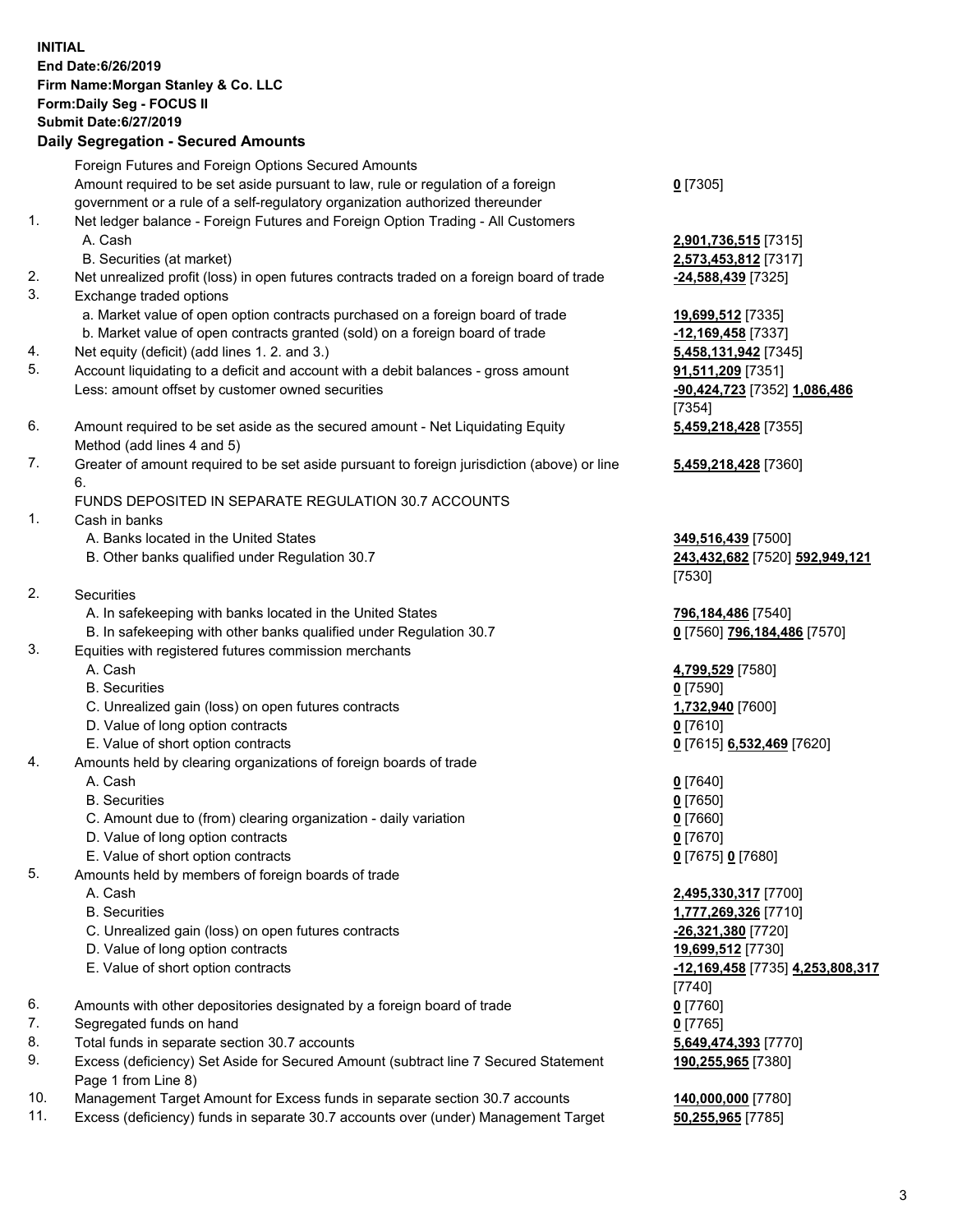**INITIAL**
**End Date:6/26/2019**
**Firm Name:Morgan Stanley & Co. LLC**
**Form:Daily Seg - FOCUS II**
**Submit Date:6/27/2019**

**Daily Segregation - Secured Amounts**

| | | |
|---|---|---|
| | Foreign Futures and Foreign Options Secured Amounts | |
| | Amount required to be set aside pursuant to law, rule or regulation of a foreign government or a rule of a self-regulatory organization authorized thereunder | **0** [7305] |
| 1. | Net ledger balance - Foreign Futures and Foreign Option Trading - All Customers | |
| | A. Cash | **2,901,736,515** [7315] |
| | B. Securities (at market) | **2,573,453,812** [7317] |
| 2. | Net unrealized profit (loss) in open futures contracts traded on a foreign board of trade | **-24,588,439** [7325] |
| 3. | Exchange traded options | |
| | a. Market value of open option contracts purchased on a foreign board of trade | **19,699,512** [7335] |
| | b. Market value of open contracts granted (sold) on a foreign board of trade | **-12,169,458** [7337] |
| 4. | Net equity (deficit) (add lines 1. 2. and 3.) | **5,458,131,942** [7345] |
| 5. | Account liquidating to a deficit and account with a debit balances - gross amount | **91,511,209** [7351] |
| | Less: amount offset by customer owned securities | **-90,424,723** [7352] **1,086,486** [7354] |
| 6. | Amount required to be set aside as the secured amount - Net Liquidating Equity Method (add lines 4 and 5) | **5,459,218,428** [7355] |
| 7. | Greater of amount required to be set aside pursuant to foreign jurisdiction (above) or line 6. | **5,459,218,428** [7360] |
| | FUNDS DEPOSITED IN SEPARATE REGULATION 30.7 ACCOUNTS | |
| 1. | Cash in banks | |
| | A. Banks located in the United States | **349,516,439** [7500] |
| | B. Other banks qualified under Regulation 30.7 | **243,432,682** [7520] **592,949,121** [7530] |
| 2. | Securities | |
| | A. In safekeeping with banks located in the United States | **796,184,486** [7540] |
| | B. In safekeeping with other banks qualified under Regulation 30.7 | **0** [7560] **796,184,486** [7570] |
| 3. | Equities with registered futures commission merchants | |
| | A. Cash | **4,799,529** [7580] |
| | B. Securities | **0** [7590] |
| | C. Unrealized gain (loss) on open futures contracts | **1,732,940** [7600] |
| | D. Value of long option contracts | **0** [7610] |
| | E. Value of short option contracts | **0** [7615] **6,532,469** [7620] |
| 4. | Amounts held by clearing organizations of foreign boards of trade | |
| | A. Cash | **0** [7640] |
| | B. Securities | **0** [7650] |
| | C. Amount due to (from) clearing organization - daily variation | **0** [7660] |
| | D. Value of long option contracts | **0** [7670] |
| | E. Value of short option contracts | **0** [7675] **0** [7680] |
| 5. | Amounts held by members of foreign boards of trade | |
| | A. Cash | **2,495,330,317** [7700] |
| | B. Securities | **1,777,269,326** [7710] |
| | C. Unrealized gain (loss) on open futures contracts | **-26,321,380** [7720] |
| | D. Value of long option contracts | **19,699,512** [7730] |
| | E. Value of short option contracts | **-12,169,458** [7735] **4,253,808,317** [7740] |
| 6. | Amounts with other depositories designated by a foreign board of trade | **0** [7760] |
| 7. | Segregated funds on hand | **0** [7765] |
| 8. | Total funds in separate section 30.7 accounts | **5,649,474,393** [7770] |
| 9. | Excess (deficiency) Set Aside for Secured Amount (subtract line 7 Secured Statement Page 1 from Line 8) | **190,255,965** [7380] |
| 10. | Management Target Amount for Excess funds in separate section 30.7 accounts | **140,000,000** [7780] |
| 11. | Excess (deficiency) funds in separate 30.7 accounts over (under) Management Target | **50,255,965** [7785] |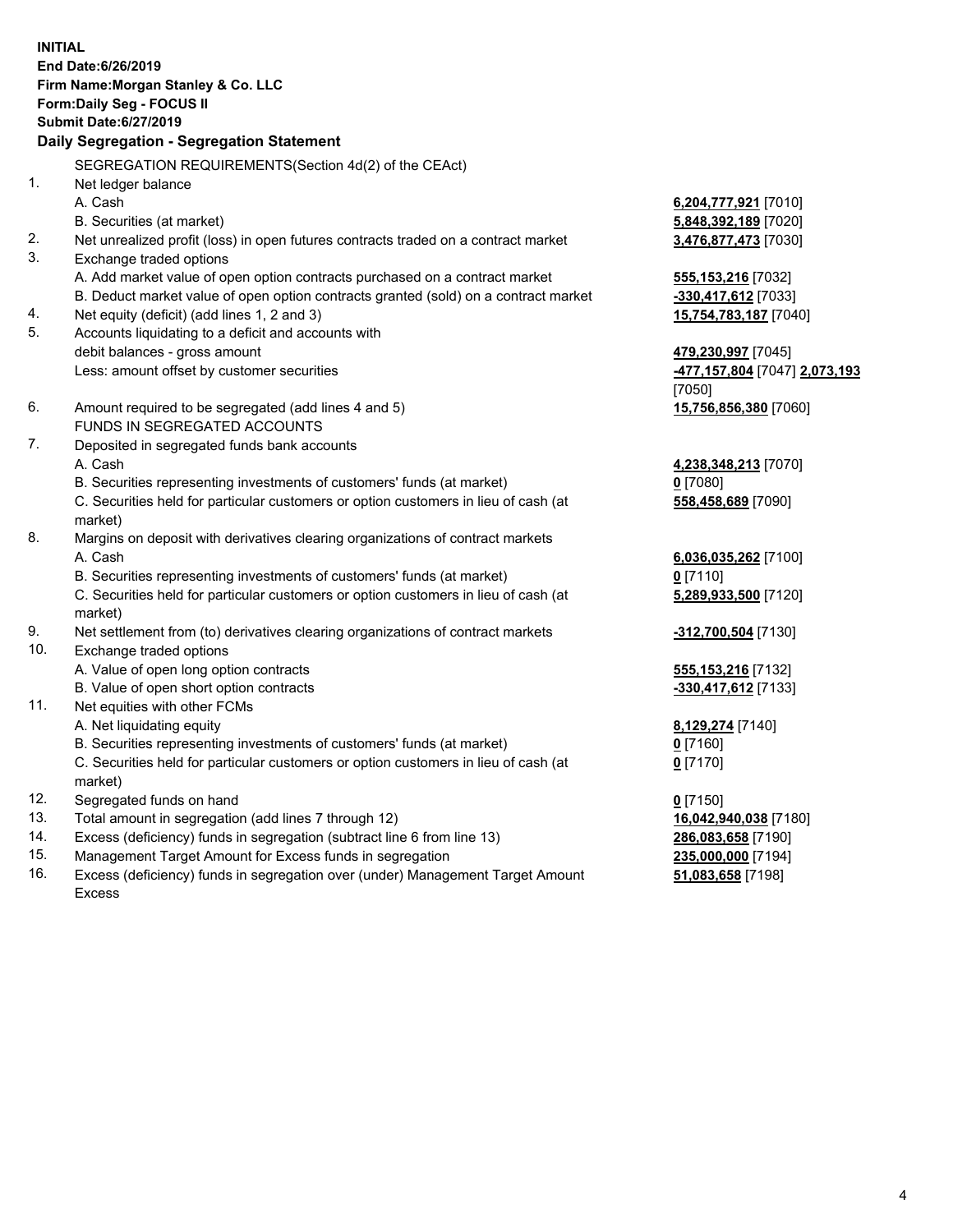**INITIAL**
**End Date:6/26/2019**
**Firm Name:Morgan Stanley & Co. LLC**
**Form:Daily Seg - FOCUS II**
**Submit Date:6/27/2019**

## Daily Segregation - Segregation Statement

SEGREGATION REQUIREMENTS(Section 4d(2) of the CEAct)

| | | |
|---|---|---|
| 1. | Net ledger balance | |
| | A. Cash | **6,204,777,921** [7010] |
| | B. Securities (at market) | **5,848,392,189** [7020] |
| 2. | Net unrealized profit (loss) in open futures contracts traded on a contract market | **3,476,877,473** [7030] |
| 3. | Exchange traded options | |
| | A. Add market value of open option contracts purchased on a contract market | **555,153,216** [7032] |
| | B. Deduct market value of open option contracts granted (sold) on a contract market | **-330,417,612** [7033] |
| 4. | Net equity (deficit) (add lines 1, 2 and 3) | **15,754,783,187** [7040] |
| 5. | Accounts liquidating to a deficit and accounts with | |
| | debit balances - gross amount | **479,230,997** [7045] |
| | Less: amount offset by customer securities | **-477,157,804** [7047] **2,073,193** [7050] |
| 6. | Amount required to be segregated (add lines 4 and 5) | **15,756,856,380** [7060] |
| | FUNDS IN SEGREGATED ACCOUNTS | |
| 7. | Deposited in segregated funds bank accounts | |
| | A. Cash | **4,238,348,213** [7070] |
| | B. Securities representing investments of customers' funds (at market) | **0** [7080] |
| | C. Securities held for particular customers or option customers in lieu of cash (at market) | **558,458,689** [7090] |
| 8. | Margins on deposit with derivatives clearing organizations of contract markets | |
| | A. Cash | **6,036,035,262** [7100] |
| | B. Securities representing investments of customers' funds (at market) | **0** [7110] |
| | C. Securities held for particular customers or option customers in lieu of cash (at market) | **5,289,933,500** [7120] |
| 9. | Net settlement from (to) derivatives clearing organizations of contract markets | **-312,700,504** [7130] |
| 10. | Exchange traded options | |
| | A. Value of open long option contracts | **555,153,216** [7132] |
| | B. Value of open short option contracts | **-330,417,612** [7133] |
| 11. | Net equities with other FCMs | |
| | A. Net liquidating equity | **8,129,274** [7140] |
| | B. Securities representing investments of customers' funds (at market) | **0** [7160] |
| | C. Securities held for particular customers or option customers in lieu of cash (at market) | **0** [7170] |
| 12. | Segregated funds on hand | **0** [7150] |
| 13. | Total amount in segregation (add lines 7 through 12) | **16,042,940,038** [7180] |
| 14. | Excess (deficiency) funds in segregation (subtract line 6 from line 13) | **286,083,658** [7190] |
| 15. | Management Target Amount for Excess funds in segregation | **235,000,000** [7194] |
| 16. | Excess (deficiency) funds in segregation over (under) Management Target Amount Excess | **51,083,658** [7198] |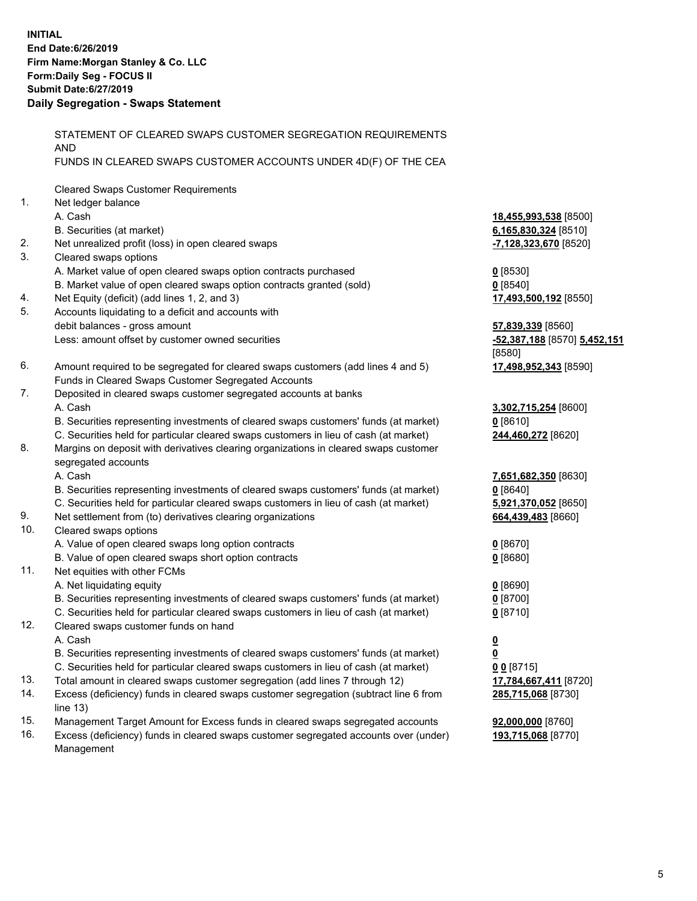**INITIAL**
**End Date:6/26/2019**
**Firm Name:Morgan Stanley & Co. LLC**
**Form:Daily Seg - FOCUS II**
**Submit Date:6/27/2019**
**Daily Segregation - Swaps Statement**

STATEMENT OF CLEARED SWAPS CUSTOMER SEGREGATION REQUIREMENTS AND FUNDS IN CLEARED SWAPS CUSTOMER ACCOUNTS UNDER 4D(F) OF THE CEA

| | | |
|---|---|---|
| | Cleared Swaps Customer Requirements | |
| 1. | Net ledger balance | |
| | A. Cash | **18,455,993,538** [8500] |
| | B. Securities (at market) | **6,165,830,324** [8510] |
| 2. | Net unrealized profit (loss) in open cleared swaps | **-7,128,323,670** [8520] |
| 3. | Cleared swaps options | |
| | A. Market value of open cleared swaps option contracts purchased | **0** [8530] |
| | B. Market value of open cleared swaps option contracts granted (sold) | **0** [8540] |
| 4. | Net Equity (deficit) (add lines 1, 2, and 3) | **17,493,500,192** [8550] |
| 5. | Accounts liquidating to a deficit and accounts with | |
| | debit balances - gross amount | **57,839,339** [8560] |
| | Less: amount offset by customer owned securities | **-52,387,188** [8570] **5,452,151** [8580] |
| 6. | Amount required to be segregated for cleared swaps customers (add lines 4 and 5) | **17,498,952,343** [8590] |
| | Funds in Cleared Swaps Customer Segregated Accounts | |
| 7. | Deposited in cleared swaps customer segregated accounts at banks | |
| | A. Cash | **3,302,715,254** [8600] |
| | B. Securities representing investments of cleared swaps customers' funds (at market) | **0** [8610] |
| | C. Securities held for particular cleared swaps customers in lieu of cash (at market) | **244,460,272** [8620] |
| 8. | Margins on deposit with derivatives clearing organizations in cleared swaps customer segregated accounts | |
| | A. Cash | **7,651,682,350** [8630] |
| | B. Securities representing investments of cleared swaps customers' funds (at market) | **0** [8640] |
| | C. Securities held for particular cleared swaps customers in lieu of cash (at market) | **5,921,370,052** [8650] |
| 9. | Net settlement from (to) derivatives clearing organizations | **664,439,483** [8660] |
| 10. | Cleared swaps options | |
| | A. Value of open cleared swaps long option contracts | **0** [8670] |
| | B. Value of open cleared swaps short option contracts | **0** [8680] |
| 11. | Net equities with other FCMs | |
| | A. Net liquidating equity | **0** [8690] |
| | B. Securities representing investments of cleared swaps customers' funds (at market) | **0** [8700] |
| | C. Securities held for particular cleared swaps customers in lieu of cash (at market) | **0** [8710] |
| 12. | Cleared swaps customer funds on hand | |
| | A. Cash | **0** |
| | B. Securities representing investments of cleared swaps customers' funds (at market) | **0** |
| | C. Securities held for particular cleared swaps customers in lieu of cash (at market) | **0** **0** [8715] |
| 13. | Total amount in cleared swaps customer segregation (add lines 7 through 12) | **17,784,667,411** [8720] |
| 14. | Excess (deficiency) funds in cleared swaps customer segregation (subtract line 6 from line 13) | **285,715,068** [8730] |
| 15. | Management Target Amount for Excess funds in cleared swaps segregated accounts | **92,000,000** [8760] |
| 16. | Excess (deficiency) funds in cleared swaps customer segregated accounts over (under) Management | **193,715,068** [8770] |